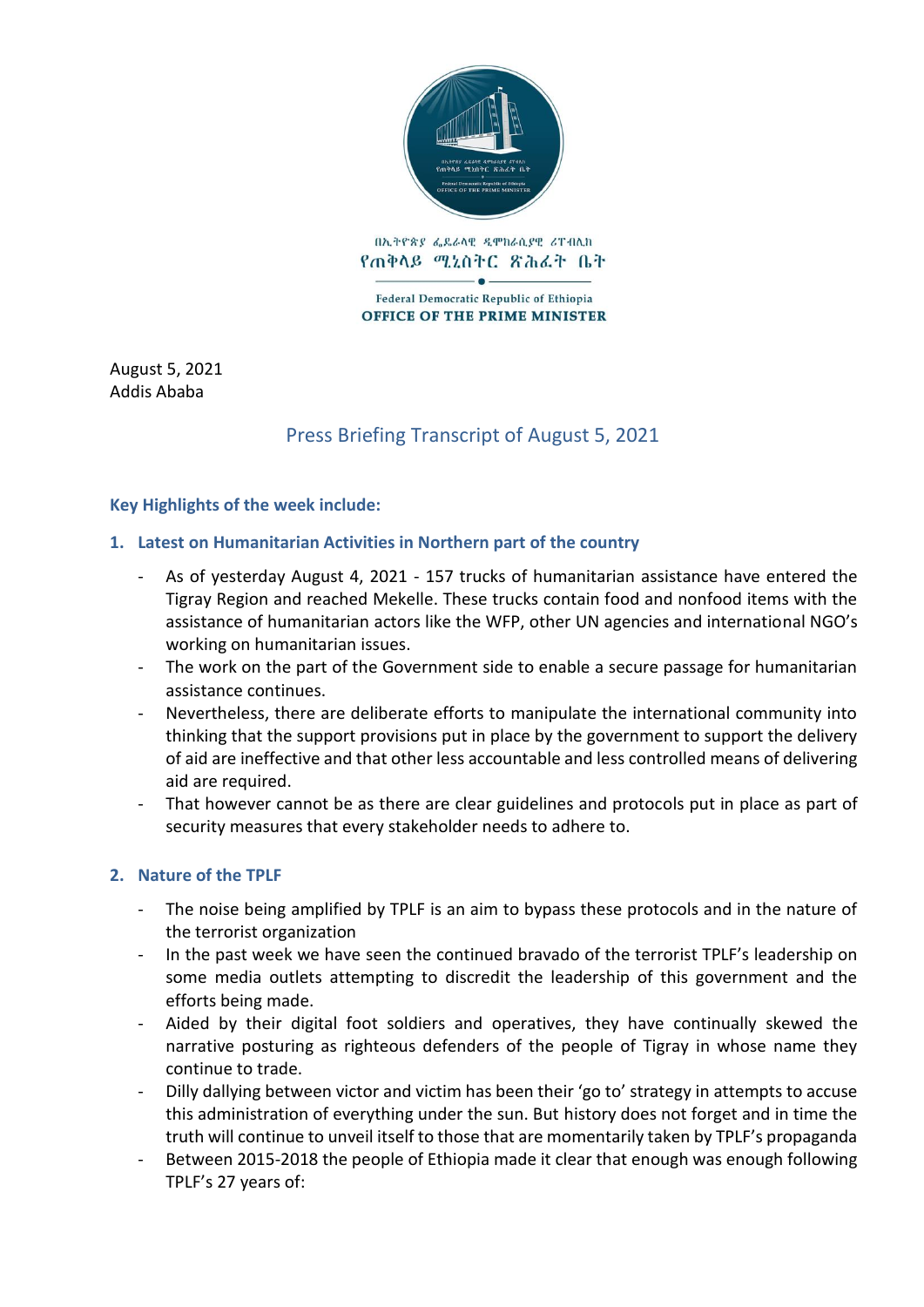በኢትዮጵያ ፌዴራላዊ ዲሞክራሲያዊ ሪፐብሊክ
የጠቅላይ ሚኒስትር ጽሕፈት ቤት

Federal Democratic Republic of Ethiopia
**OFFICE OF THE PRIME MINISTER**

August 5, 2021
Addis Ababa

# Press Briefing Transcript of August 5, 2021

**Key Highlights of the week include:**

## 1. Latest on Humanitarian Activities in Northern part of the country

- As of yesterday August 4, 2021 - 157 trucks of humanitarian assistance have entered the Tigray Region and reached Mekelle. These trucks contain food and nonfood items with the assistance of humanitarian actors like the WFP, other UN agencies and international NGO's working on humanitarian issues.
- The work on the part of the Government side to enable a secure passage for humanitarian assistance continues.
- Nevertheless, there are deliberate efforts to manipulate the international community into thinking that the support provisions put in place by the government to support the delivery of aid are ineffective and that other less accountable and less controlled means of delivering aid are required.
- That however cannot be as there are clear guidelines and protocols put in place as part of security measures that every stakeholder needs to adhere to.

## 2. Nature of the TPLF

- The noise being amplified by TPLF is an aim to bypass these protocols and in the nature of the terrorist organization
- In the past week we have seen the continued bravado of the terrorist TPLF's leadership on some media outlets attempting to discredit the leadership of this government and the efforts being made.
- Aided by their digital foot soldiers and operatives, they have continually skewed the narrative posturing as righteous defenders of the people of Tigray in whose name they continue to trade.
- Dilly dallying between victor and victim has been their 'go to' strategy in attempts to accuse this administration of everything under the sun. But history does not forget and in time the truth will continue to unveil itself to those that are momentarily taken by TPLF's propaganda
- Between 2015-2018 the people of Ethiopia made it clear that enough was enough following TPLF's 27 years of: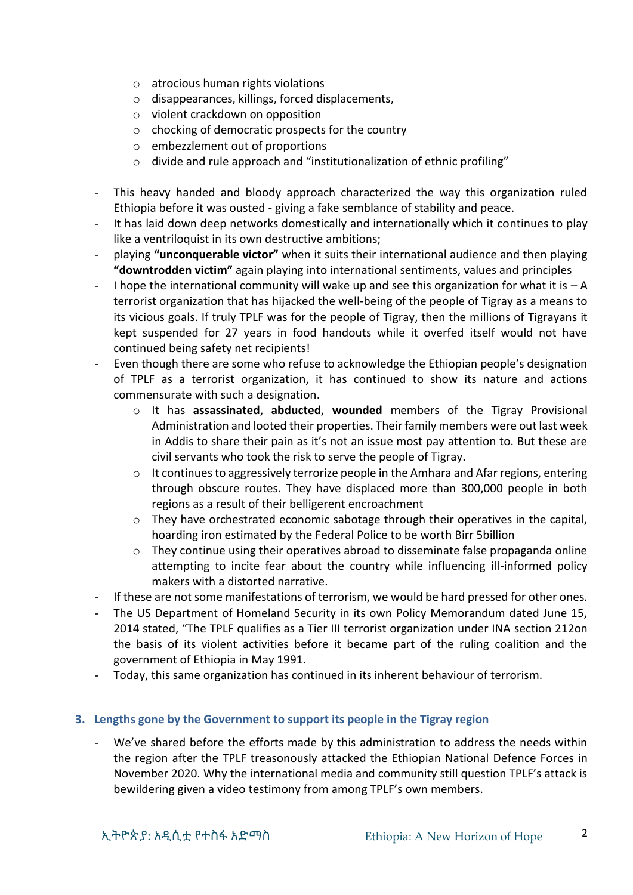- atrocious human rights violations
  - disappearances, killings, forced displacements,
  - violent crackdown on opposition
  - chocking of democratic prospects for the country
  - embezzlement out of proportions
  - divide and rule approach and "institutionalization of ethnic profiling"

- This heavy handed and bloody approach characterized the way this organization ruled Ethiopia before it was ousted - giving a fake semblance of stability and peace.
- It has laid down deep networks domestically and internationally which it continues to play like a ventriloquist in its own destructive ambitions;
- playing **"unconquerable victor"** when it suits their international audience and then playing **"downtrodden victim"** again playing into international sentiments, values and principles
- I hope the international community will wake up and see this organization for what it is – A terrorist organization that has hijacked the well-being of the people of Tigray as a means to its vicious goals. If truly TPLF was for the people of Tigray, then the millions of Tigrayans it kept suspended for 27 years in food handouts while it overfed itself would not have continued being safety net recipients!
- Even though there are some who refuse to acknowledge the Ethiopian people's designation of TPLF as a terrorist organization, it has continued to show its nature and actions commensurate with such a designation.
  - It has **assassinated**, **abducted**, **wounded** members of the Tigray Provisional Administration and looted their properties. Their family members were out last week in Addis to share their pain as it's not an issue most pay attention to. But these are civil servants who took the risk to serve the people of Tigray.
  - It continues to aggressively terrorize people in the Amhara and Afar regions, entering through obscure routes. They have displaced more than 300,000 people in both regions as a result of their belligerent encroachment
  - They have orchestrated economic sabotage through their operatives in the capital, hoarding iron estimated by the Federal Police to be worth Birr 5billion
  - They continue using their operatives abroad to disseminate false propaganda online attempting to incite fear about the country while influencing ill-informed policy makers with a distorted narrative.
- If these are not some manifestations of terrorism, we would be hard pressed for other ones.
- The US Department of Homeland Security in its own Policy Memorandum dated June 15, 2014 stated, "The TPLF qualifies as a Tier III terrorist organization under INA section 212on the basis of its violent activities before it became part of the ruling coalition and the government of Ethiopia in May 1991.
- Today, this same organization has continued in its inherent behaviour of terrorism.

### 3. Lengths gone by the Government to support its people in the Tigray region

- We've shared before the efforts made by this administration to address the needs within the region after the TPLF treasonously attacked the Ethiopian National Defence Forces in November 2020. Why the international media and community still question TPLF's attack is bewildering given a video testimony from among TPLF's own members.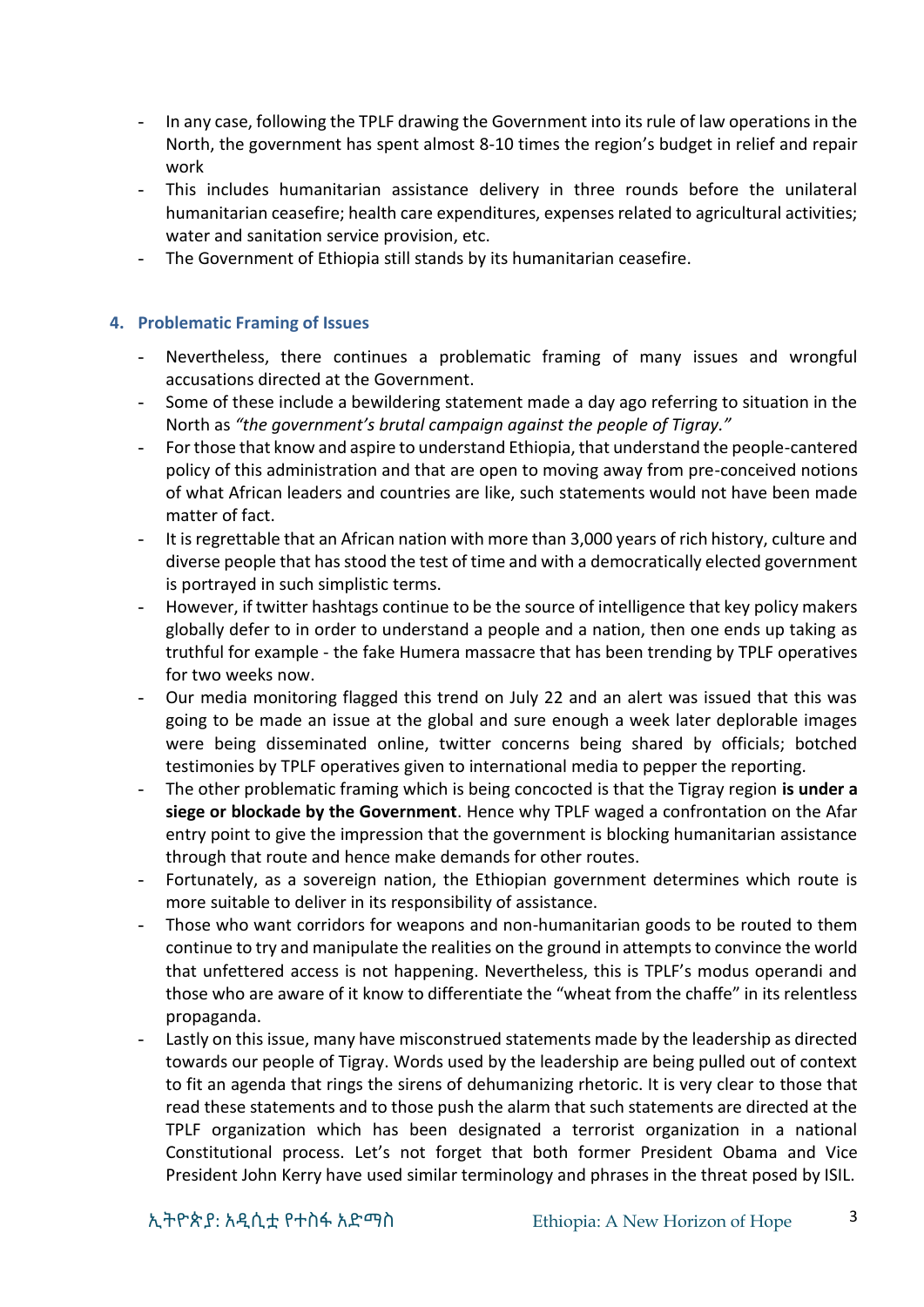- In any case, following the TPLF drawing the Government into its rule of law operations in the North, the government has spent almost 8-10 times the region's budget in relief and repair work
- This includes humanitarian assistance delivery in three rounds before the unilateral humanitarian ceasefire; health care expenditures, expenses related to agricultural activities; water and sanitation service provision, etc.
- The Government of Ethiopia still stands by its humanitarian ceasefire.

### 4. Problematic Framing of Issues

- Nevertheless, there continues a problematic framing of many issues and wrongful accusations directed at the Government.
- Some of these include a bewildering statement made a day ago referring to situation in the North as *"the government's brutal campaign against the people of Tigray."*
- For those that know and aspire to understand Ethiopia, that understand the people-cantered policy of this administration and that are open to moving away from pre-conceived notions of what African leaders and countries are like, such statements would not have been made matter of fact.
- It is regrettable that an African nation with more than 3,000 years of rich history, culture and diverse people that has stood the test of time and with a democratically elected government is portrayed in such simplistic terms.
- However, if twitter hashtags continue to be the source of intelligence that key policy makers globally defer to in order to understand a people and a nation, then one ends up taking as truthful for example - the fake Humera massacre that has been trending by TPLF operatives for two weeks now.
- Our media monitoring flagged this trend on July 22 and an alert was issued that this was going to be made an issue at the global and sure enough a week later deplorable images were being disseminated online, twitter concerns being shared by officials; botched testimonies by TPLF operatives given to international media to pepper the reporting.
- The other problematic framing which is being concocted is that the Tigray region **is under a siege or blockade by the Government**. Hence why TPLF waged a confrontation on the Afar entry point to give the impression that the government is blocking humanitarian assistance through that route and hence make demands for other routes.
- Fortunately, as a sovereign nation, the Ethiopian government determines which route is more suitable to deliver in its responsibility of assistance.
- Those who want corridors for weapons and non-humanitarian goods to be routed to them continue to try and manipulate the realities on the ground in attempts to convince the world that unfettered access is not happening. Nevertheless, this is TPLF's modus operandi and those who are aware of it know to differentiate the "wheat from the chaffe" in its relentless propaganda.
- Lastly on this issue, many have misconstrued statements made by the leadership as directed towards our people of Tigray. Words used by the leadership are being pulled out of context to fit an agenda that rings the sirens of dehumanizing rhetoric. It is very clear to those that read these statements and to those push the alarm that such statements are directed at the TPLF organization which has been designated a terrorist organization in a national Constitutional process. Let's not forget that both former President Obama and Vice President John Kerry have used similar terminology and phrases in the threat posed by ISIL.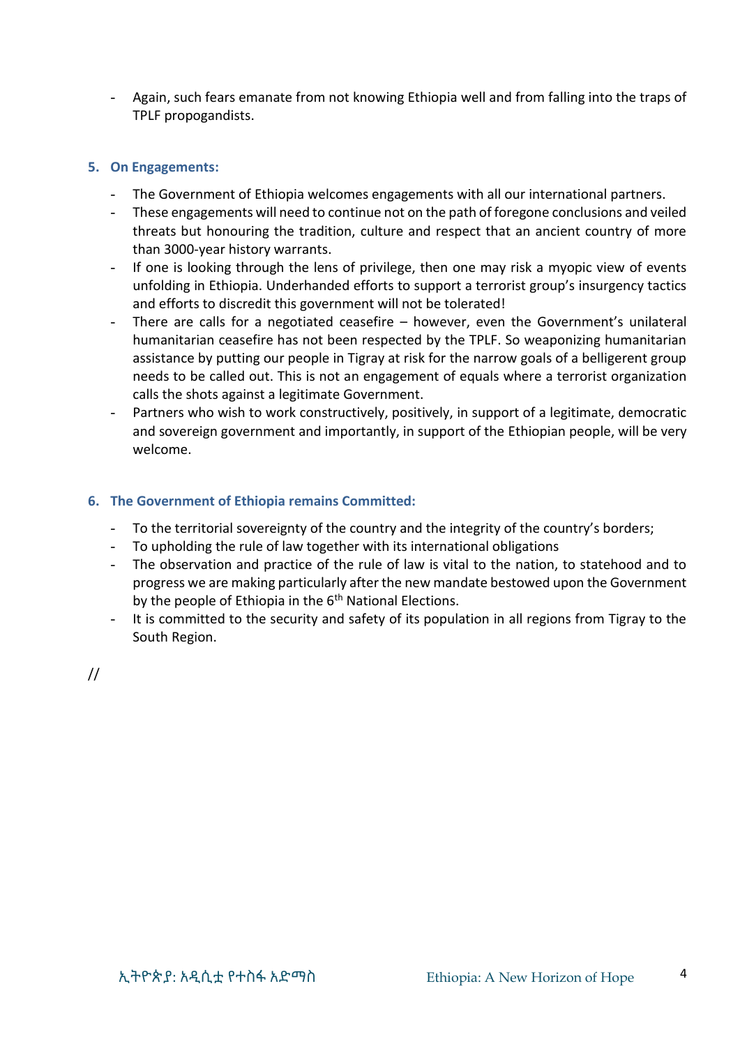- Again, such fears emanate from not knowing Ethiopia well and from falling into the traps of TPLF propogandists.

### 5. On Engagements:

- The Government of Ethiopia welcomes engagements with all our international partners.
- These engagements will need to continue not on the path of foregone conclusions and veiled threats but honouring the tradition, culture and respect that an ancient country of more than 3000-year history warrants.
- If one is looking through the lens of privilege, then one may risk a myopic view of events unfolding in Ethiopia. Underhanded efforts to support a terrorist group's insurgency tactics and efforts to discredit this government will not be tolerated!
- There are calls for a negotiated ceasefire – however, even the Government's unilateral humanitarian ceasefire has not been respected by the TPLF. So weaponizing humanitarian assistance by putting our people in Tigray at risk for the narrow goals of a belligerent group needs to be called out. This is not an engagement of equals where a terrorist organization calls the shots against a legitimate Government.
- Partners who wish to work constructively, positively, in support of a legitimate, democratic and sovereign government and importantly, in support of the Ethiopian people, will be very welcome.

### 6. The Government of Ethiopia remains Committed:

- To the territorial sovereignty of the country and the integrity of the country's borders;
- To upholding the rule of law together with its international obligations
- The observation and practice of the rule of law is vital to the nation, to statehood and to progress we are making particularly after the new mandate bestowed upon the Government by the people of Ethiopia in the 6th National Elections.
- It is committed to the security and safety of its population in all regions from Tigray to the South Region.

//